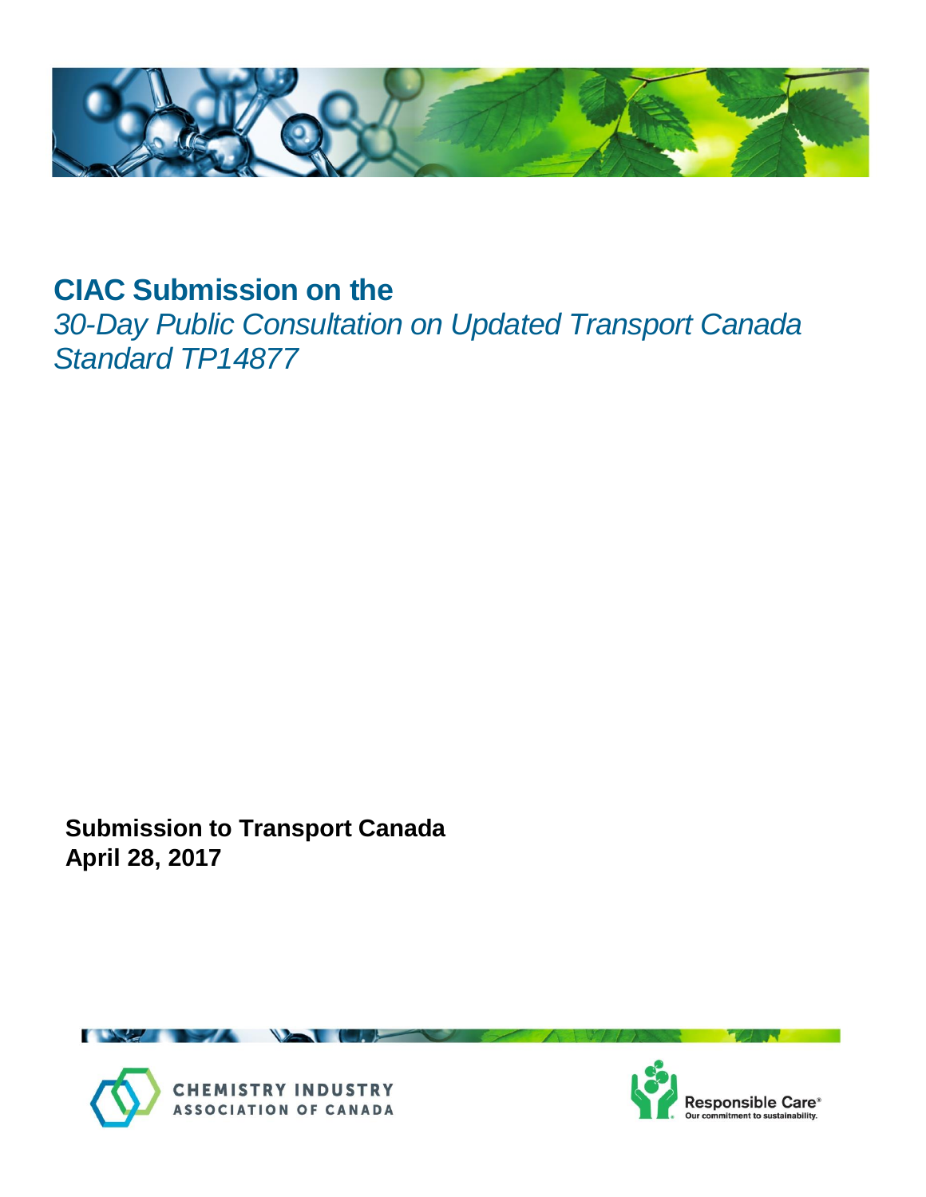# CIAC Submission on the

*30-Day Public Consultation on Updated Transport Canada Standard TP14877*

**Submission to Transport Canada**
**April 28, 2017**

CHEMISTRY INDUSTRY ASSOCIATION OF CANADA

Responsible Care® Our commitment to sustainability.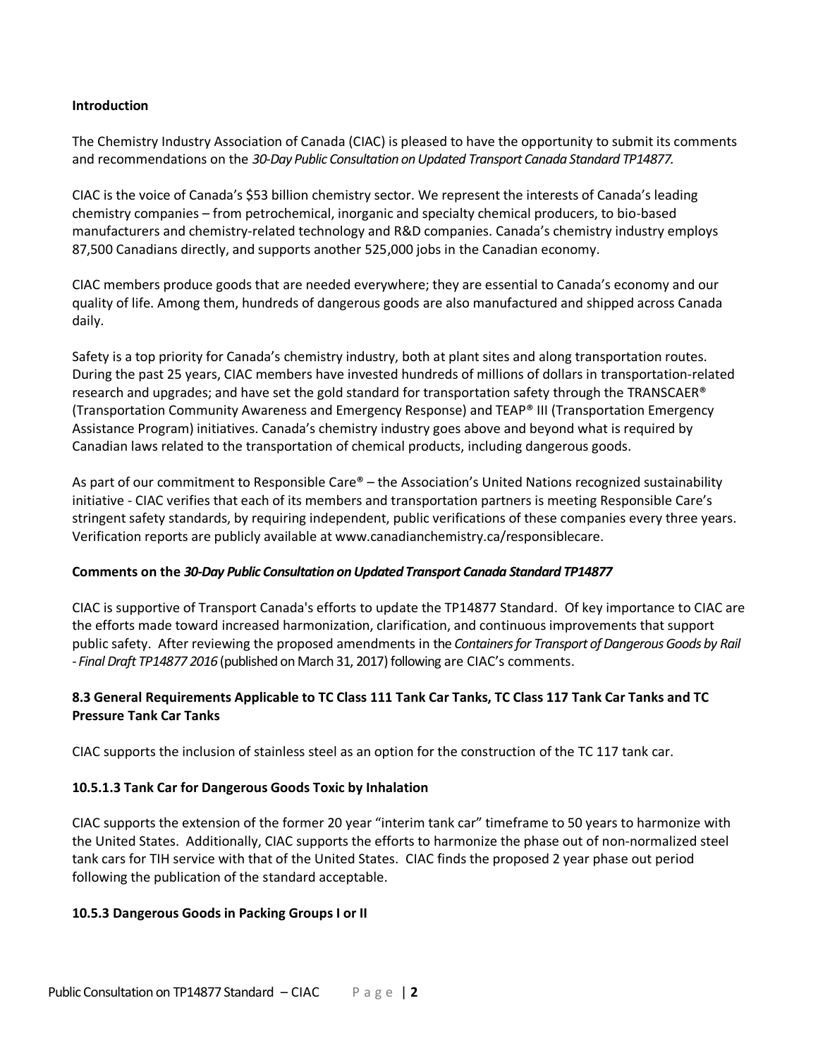**Introduction**

The Chemistry Industry Association of Canada (CIAC) is pleased to have the opportunity to submit its comments and recommendations on the *30-Day Public Consultation on Updated Transport Canada Standard TP14877.*

CIAC is the voice of Canada's $53 billion chemistry sector. We represent the interests of Canada's leading chemistry companies – from petrochemical, inorganic and specialty chemical producers, to bio-based manufacturers and chemistry-related technology and R&D companies. Canada's chemistry industry employs 87,500 Canadians directly, and supports another 525,000 jobs in the Canadian economy.

CIAC members produce goods that are needed everywhere; they are essential to Canada's economy and our quality of life. Among them, hundreds of dangerous goods are also manufactured and shipped across Canada daily.

Safety is a top priority for Canada's chemistry industry, both at plant sites and along transportation routes. During the past 25 years, CIAC members have invested hundreds of millions of dollars in transportation-related research and upgrades; and have set the gold standard for transportation safety through the TRANSCAER® (Transportation Community Awareness and Emergency Response) and TEAP® III (Transportation Emergency Assistance Program) initiatives. Canada's chemistry industry goes above and beyond what is required by Canadian laws related to the transportation of chemical products, including dangerous goods.

As part of our commitment to Responsible Care® – the Association's United Nations recognized sustainability initiative - CIAC verifies that each of its members and transportation partners is meeting Responsible Care's stringent safety standards, by requiring independent, public verifications of these companies every three years. Verification reports are publicly available at www.canadianchemistry.ca/responsiblecare.

**Comments on the *30-Day Public Consultation on Updated Transport Canada Standard TP14877***

CIAC is supportive of Transport Canada's efforts to update the TP14877 Standard. Of key importance to CIAC are the efforts made toward increased harmonization, clarification, and continuous improvements that support public safety. After reviewing the proposed amendments in the *Containers for Transport of Dangerous Goods by Rail - Final Draft TP14877 2016* (published on March 31, 2017) following are CIAC's comments.

**8.3 General Requirements Applicable to TC Class 111 Tank Car Tanks, TC Class 117 Tank Car Tanks and TC Pressure Tank Car Tanks**

CIAC supports the inclusion of stainless steel as an option for the construction of the TC 117 tank car.

**10.5.1.3 Tank Car for Dangerous Goods Toxic by Inhalation**

CIAC supports the extension of the former 20 year "interim tank car" timeframe to 50 years to harmonize with the United States. Additionally, CIAC supports the efforts to harmonize the phase out of non-normalized steel tank cars for TIH service with that of the United States. CIAC finds the proposed 2 year phase out period following the publication of the standard acceptable.

**10.5.3 Dangerous Goods in Packing Groups I or II**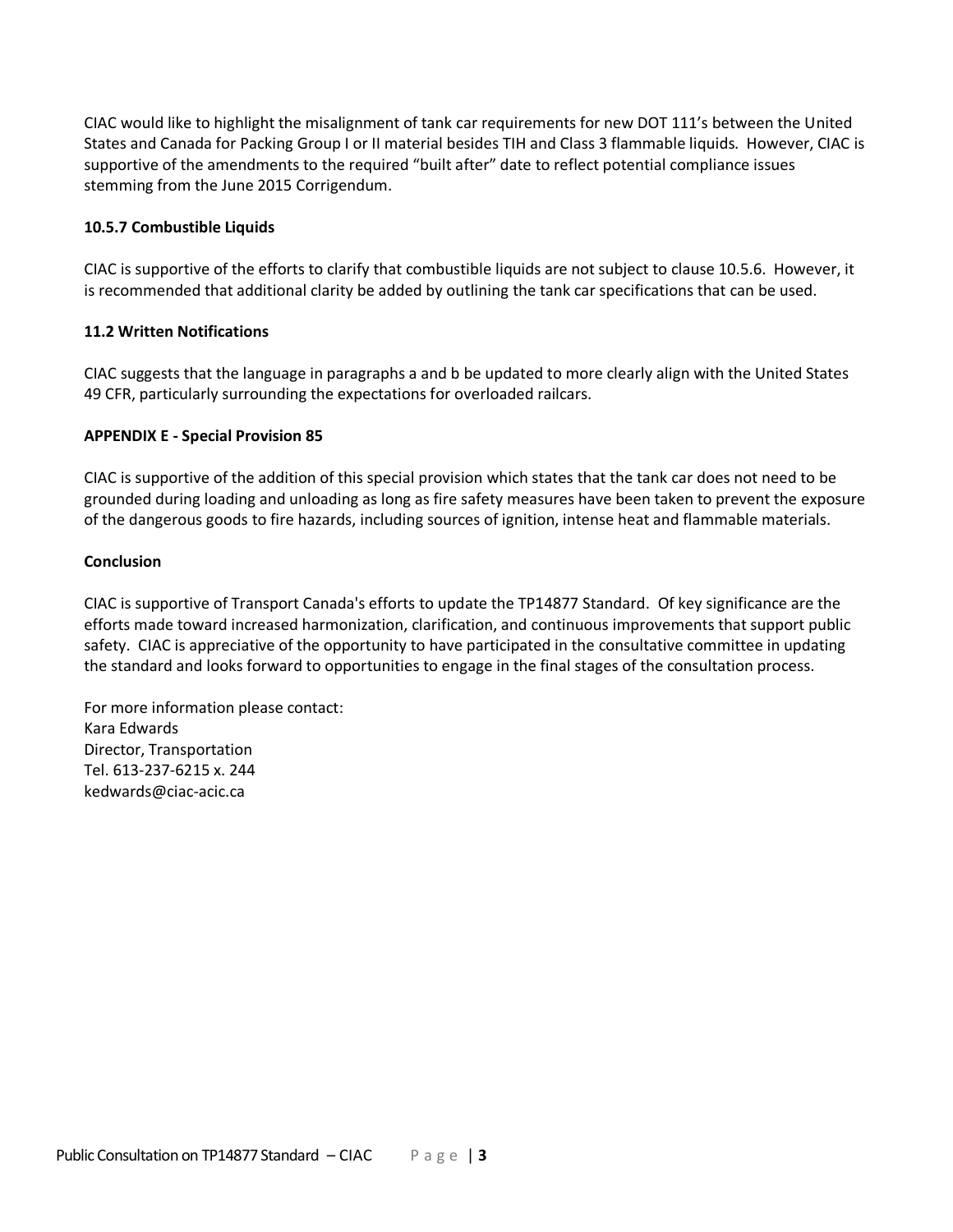CIAC would like to highlight the misalignment of tank car requirements for new DOT 111's between the United States and Canada for Packing Group I or II material besides TIH and Class 3 flammable liquids. However, CIAC is supportive of the amendments to the required "built after" date to reflect potential compliance issues stemming from the June 2015 Corrigendum.

**10.5.7 Combustible Liquids**

CIAC is supportive of the efforts to clarify that combustible liquids are not subject to clause 10.5.6. However, it is recommended that additional clarity be added by outlining the tank car specifications that can be used.

**11.2 Written Notifications**

CIAC suggests that the language in paragraphs a and b be updated to more clearly align with the United States 49 CFR, particularly surrounding the expectations for overloaded railcars.

**APPENDIX E - Special Provision 85**

CIAC is supportive of the addition of this special provision which states that the tank car does not need to be grounded during loading and unloading as long as fire safety measures have been taken to prevent the exposure of the dangerous goods to fire hazards, including sources of ignition, intense heat and flammable materials.

**Conclusion**

CIAC is supportive of Transport Canada's efforts to update the TP14877 Standard. Of key significance are the efforts made toward increased harmonization, clarification, and continuous improvements that support public safety. CIAC is appreciative of the opportunity to have participated in the consultative committee in updating the standard and looks forward to opportunities to engage in the final stages of the consultation process.

For more information please contact:
Kara Edwards
Director, Transportation
Tel. 613-237-6215 x. 244
kedwards@ciac-acic.ca